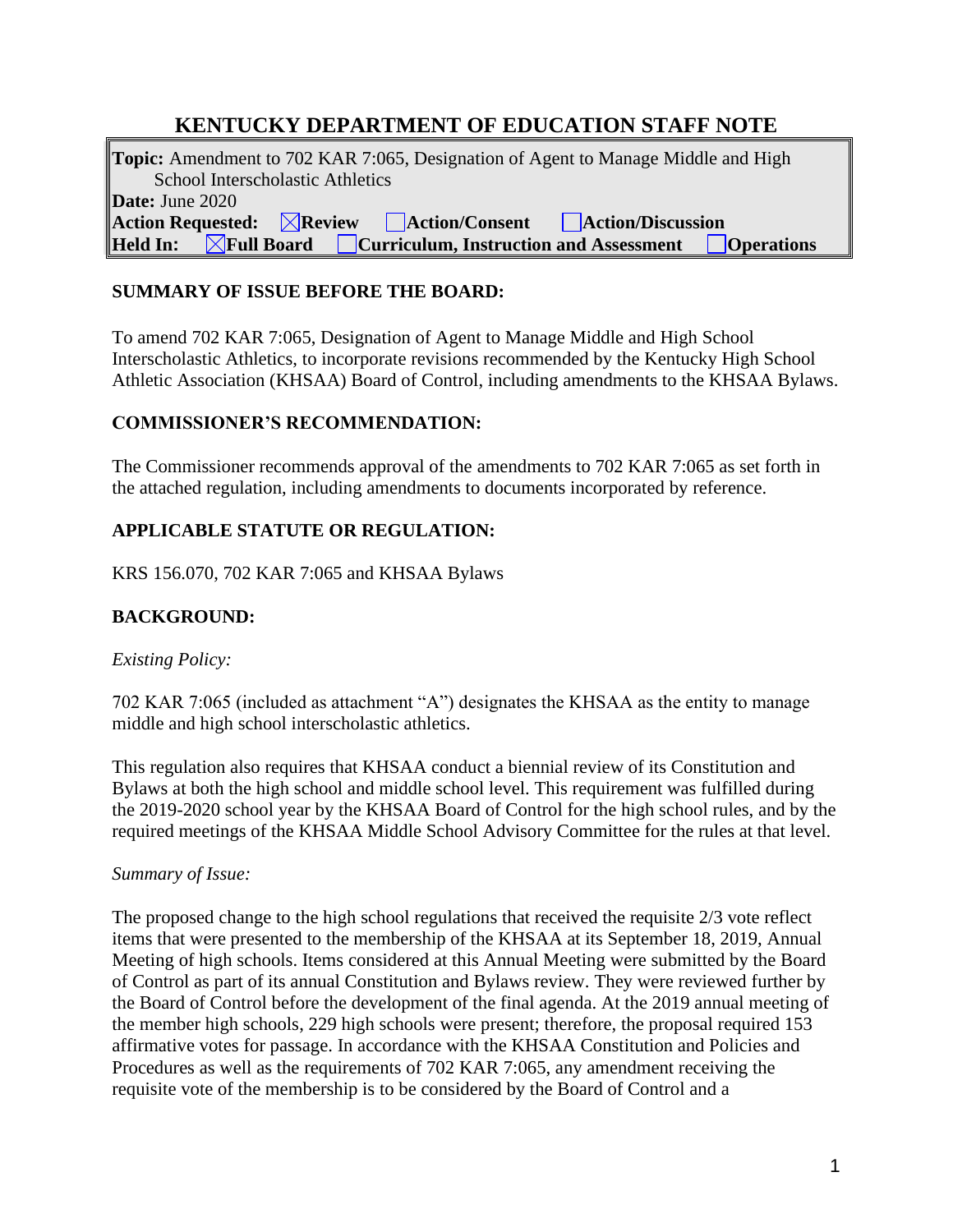# KENTUCKY DEPARTMENT OF EDUCATION STAFF NOTE

**Topic:** Amendment to 702 KAR 7:065, Designation of Agent to Manage Middle and High School Interscholastic Athletics

**Date:** June 2020

**Action Requested:** ☒ **Review** ☐ **Action/Consent** ☐ **Action/Discussion**

**Held In:** ☒ **Full Board** ☐ **Curriculum, Instruction and Assessment** ☐ **Operations**

## SUMMARY OF ISSUE BEFORE THE BOARD:

To amend 702 KAR 7:065, Designation of Agent to Manage Middle and High School Interscholastic Athletics, to incorporate revisions recommended by the Kentucky High School Athletic Association (KHSAA) Board of Control, including amendments to the KHSAA Bylaws.

## COMMISSIONER'S RECOMMENDATION:

The Commissioner recommends approval of the amendments to 702 KAR 7:065 as set forth in the attached regulation, including amendments to documents incorporated by reference.

## APPLICABLE STATUTE OR REGULATION:

KRS 156.070, 702 KAR 7:065 and KHSAA Bylaws

## BACKGROUND:

*Existing Policy:*

702 KAR 7:065 (included as attachment "A") designates the KHSAA as the entity to manage middle and high school interscholastic athletics.

This regulation also requires that KHSAA conduct a biennial review of its Constitution and Bylaws at both the high school and middle school level. This requirement was fulfilled during the 2019-2020 school year by the KHSAA Board of Control for the high school rules, and by the required meetings of the KHSAA Middle School Advisory Committee for the rules at that level.

*Summary of Issue:*

The proposed change to the high school regulations that received the requisite 2/3 vote reflect items that were presented to the membership of the KHSAA at its September 18, 2019, Annual Meeting of high schools. Items considered at this Annual Meeting were submitted by the Board of Control as part of its annual Constitution and Bylaws review. They were reviewed further by the Board of Control before the development of the final agenda. At the 2019 annual meeting of the member high schools, 229 high schools were present; therefore, the proposal required 153 affirmative votes for passage. In accordance with the KHSAA Constitution and Policies and Procedures as well as the requirements of 702 KAR 7:065, any amendment receiving the requisite vote of the membership is to be considered by the Board of Control and a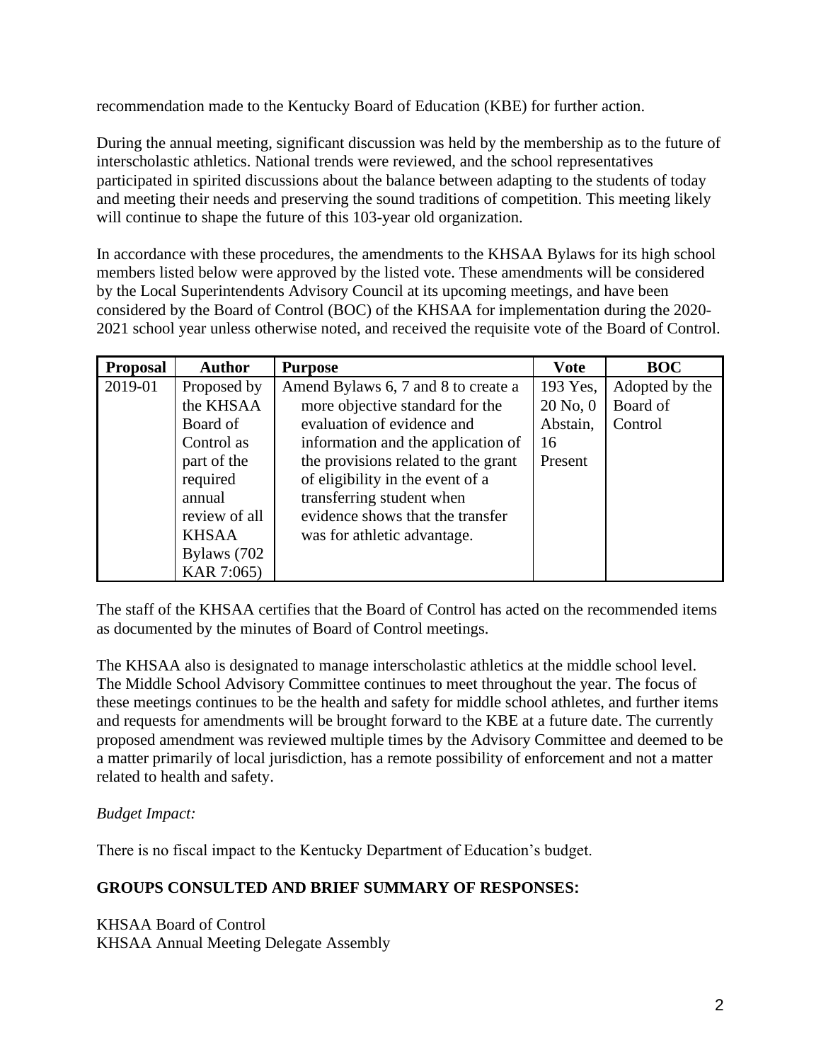recommendation made to the Kentucky Board of Education (KBE) for further action.

During the annual meeting, significant discussion was held by the membership as to the future of interscholastic athletics. National trends were reviewed, and the school representatives participated in spirited discussions about the balance between adapting to the students of today and meeting their needs and preserving the sound traditions of competition. This meeting likely will continue to shape the future of this 103-year old organization.

In accordance with these procedures, the amendments to the KHSAA Bylaws for its high school members listed below were approved by the listed vote. These amendments will be considered by the Local Superintendents Advisory Council at its upcoming meetings, and have been considered by the Board of Control (BOC) of the KHSAA for implementation during the 2020-2021 school year unless otherwise noted, and received the requisite vote of the Board of Control.

| Proposal | Author | Purpose | Vote | BOC |
|---|---|---|---|---|
| 2019-01 | Proposed by the KHSAA Board of Control as part of the required annual review of all KHSAA Bylaws (702 KAR 7:065) | Amend Bylaws 6, 7 and 8 to create a more objective standard for the evaluation of evidence and information and the application of the provisions related to the grant of eligibility in the event of a transferring student when evidence shows that the transfer was for athletic advantage. | 193 Yes, 20 No, 0 Abstain, 16 Present | Adopted by the Board of Control |

The staff of the KHSAA certifies that the Board of Control has acted on the recommended items as documented by the minutes of Board of Control meetings.

The KHSAA also is designated to manage interscholastic athletics at the middle school level. The Middle School Advisory Committee continues to meet throughout the year. The focus of these meetings continues to be the health and safety for middle school athletes, and further items and requests for amendments will be brought forward to the KBE at a future date. The currently proposed amendment was reviewed multiple times by the Advisory Committee and deemed to be a matter primarily of local jurisdiction, has a remote possibility of enforcement and not a matter related to health and safety.

*Budget Impact:*

There is no fiscal impact to the Kentucky Department of Education's budget.

**GROUPS CONSULTED AND BRIEF SUMMARY OF RESPONSES:**

KHSAA Board of Control
KHSAA Annual Meeting Delegate Assembly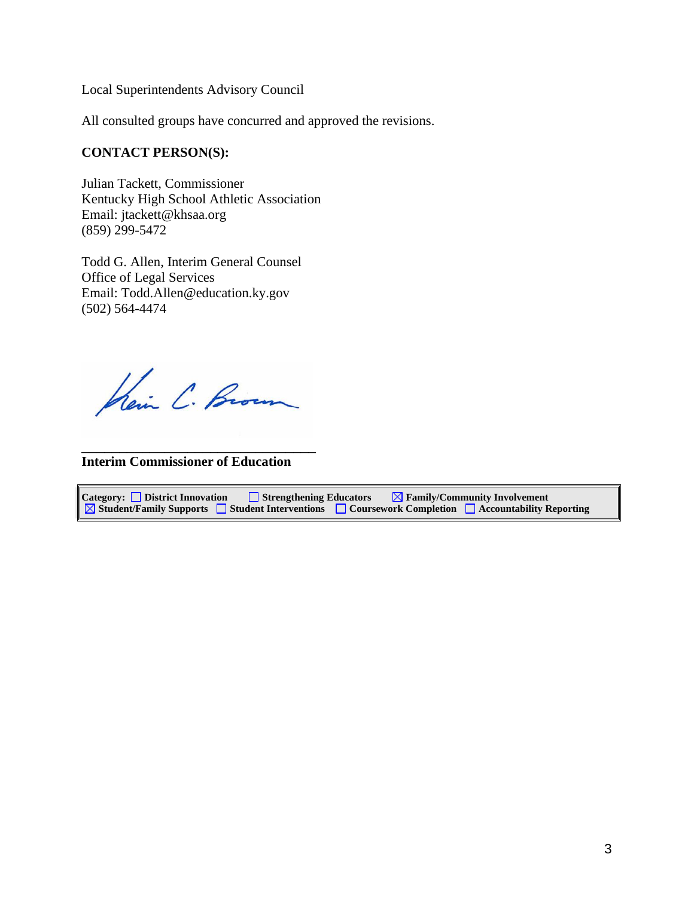Local Superintendents Advisory Council

All consulted groups have concurred and approved the revisions.

**CONTACT PERSON(S):**

Julian Tackett, Commissioner
Kentucky High School Athletic Association
Email: jtackett@khsaa.org
(859) 299-5472

Todd G. Allen, Interim General Counsel
Office of Legal Services
Email: Todd.Allen@education.ky.gov
(502) 564-4474

______________________________
**Interim Commissioner of Education**

| | | | |
|---|---|---|---|
| **Category:** ☐ **District Innovation** | ☐ **Strengthening Educators** | ☒ **Family/Community Involvement** | |
| ☒ **Student/Family Supports** | ☐ **Student Interventions** | ☐ **Coursework Completion** | ☐ **Accountability Reporting** |